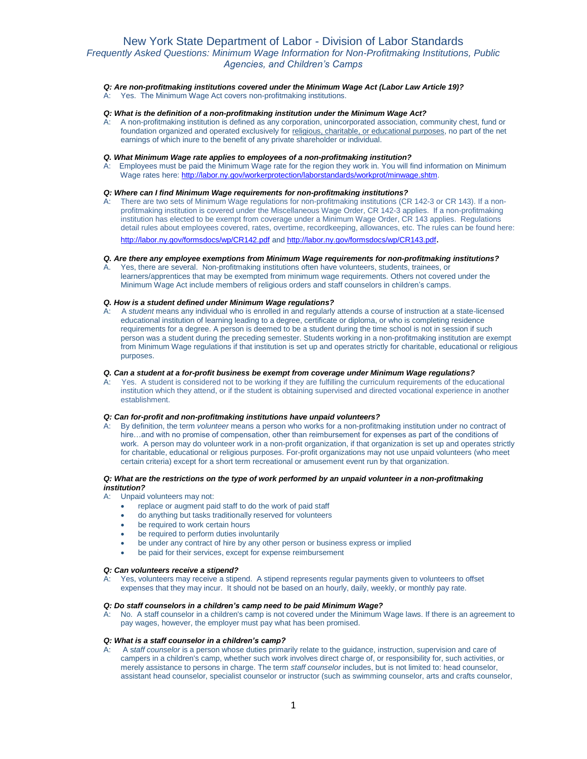# New York State Department of Labor - Division of Labor Standards

## *Frequently Asked Questions: Minimum Wage Information for Non-Profitmaking Institutions, Public Agencies, and Children's Camps*

***Q: Are non-profitmaking institutions covered under the Minimum Wage Act (Labor Law Article 19)?***

A: Yes. The Minimum Wage Act covers non-profitmaking institutions.

***Q: What is the definition of a non-profitmaking institution under the Minimum Wage Act?***

A: A non-profitmaking institution is defined as any corporation, unincorporated association, community chest, fund or foundation organized and operated exclusively for religious, charitable, or educational purposes, no part of the net earnings of which inure to the benefit of any private shareholder or individual.

***Q. What Minimum Wage rate applies to employees of a non-profitmaking institution?***

A: Employees must be paid the Minimum Wage rate for the region they work in. You will find information on Minimum Wage rates here: http://labor.ny.gov/workerprotection/laborstandards/workprot/minwage.shtm.

***Q: Where can I find Minimum Wage requirements for non-profitmaking institutions?***

A: There are two sets of Minimum Wage regulations for non-profitmaking institutions (CR 142-3 or CR 143). If a non-profitmaking institution is covered under the Miscellaneous Wage Order, CR 142-3 applies. If a non-profitmaking institution has elected to be exempt from coverage under a Minimum Wage Order, CR 143 applies. Regulations detail rules about employees covered, rates, overtime, recordkeeping, allowances, etc. The rules can be found here: http://labor.ny.gov/formsdocs/wp/CR142.pdf and http://labor.ny.gov/formsdocs/wp/CR143.pdf.

***Q. Are there any employee exemptions from Minimum Wage requirements for non-profitmaking institutions?***

A. Yes, there are several. Non-profitmaking institutions often have volunteers, students, trainees, or learners/apprentices that may be exempted from minimum wage requirements. Others not covered under the Minimum Wage Act include members of religious orders and staff counselors in children's camps.

***Q. How is a student defined under Minimum Wage regulations?***

A: A *student* means any individual who is enrolled in and regularly attends a course of instruction at a state-licensed educational institution of learning leading to a degree, certificate or diploma, or who is completing residence requirements for a degree. A person is deemed to be a student during the time school is not in session if such person was a student during the preceding semester. Students working in a non-profitmaking institution are exempt from Minimum Wage regulations if that institution is set up and operates strictly for charitable, educational or religious purposes.

***Q. Can a student at a for-profit business be exempt from coverage under Minimum Wage regulations?***

A: Yes. A student is considered not to be working if they are fulfilling the curriculum requirements of the educational institution which they attend, or if the student is obtaining supervised and directed vocational experience in another establishment.

***Q: Can for-profit and non-profitmaking institutions have unpaid volunteers?***

A: By definition, the term *volunteer* means a person who works for a non-profitmaking institution under no contract of hire…and with no promise of compensation, other than reimbursement for expenses as part of the conditions of work. A person may do volunteer work in a non-profit organization, if that organization is set up and operates strictly for charitable, educational or religious purposes. For-profit organizations may not use unpaid volunteers (who meet certain criteria) except for a short term recreational or amusement event run by that organization.

***Q: What are the restrictions on the type of work performed by an unpaid volunteer in a non-profitmaking institution?***

A: Unpaid volunteers may not:

- replace or augment paid staff to do the work of paid staff
- do anything but tasks traditionally reserved for volunteers
- be required to work certain hours
- be required to perform duties involuntarily
- be under any contract of hire by any other person or business express or implied
- be paid for their services, except for expense reimbursement

***Q: Can volunteers receive a stipend?***

A: Yes, volunteers may receive a stipend. A stipend represents regular payments given to volunteers to offset expenses that they may incur. It should not be based on an hourly, daily, weekly, or monthly pay rate.

***Q: Do staff counselors in a children's camp need to be paid Minimum Wage?***

A: No. A staff counselor in a children's camp is not covered under the Minimum Wage laws. If there is an agreement to pay wages, however, the employer must pay what has been promised.

***Q: What is a staff counselor in a children's camp?***

A: A *staff counselor* is a person whose duties primarily relate to the guidance, instruction, supervision and care of campers in a children's camp, whether such work involves direct charge of, or responsibility for, such activities, or merely assistance to persons in charge. The term *staff counselor* includes, but is not limited to: head counselor, assistant head counselor, specialist counselor or instructor (such as swimming counselor, arts and crafts counselor,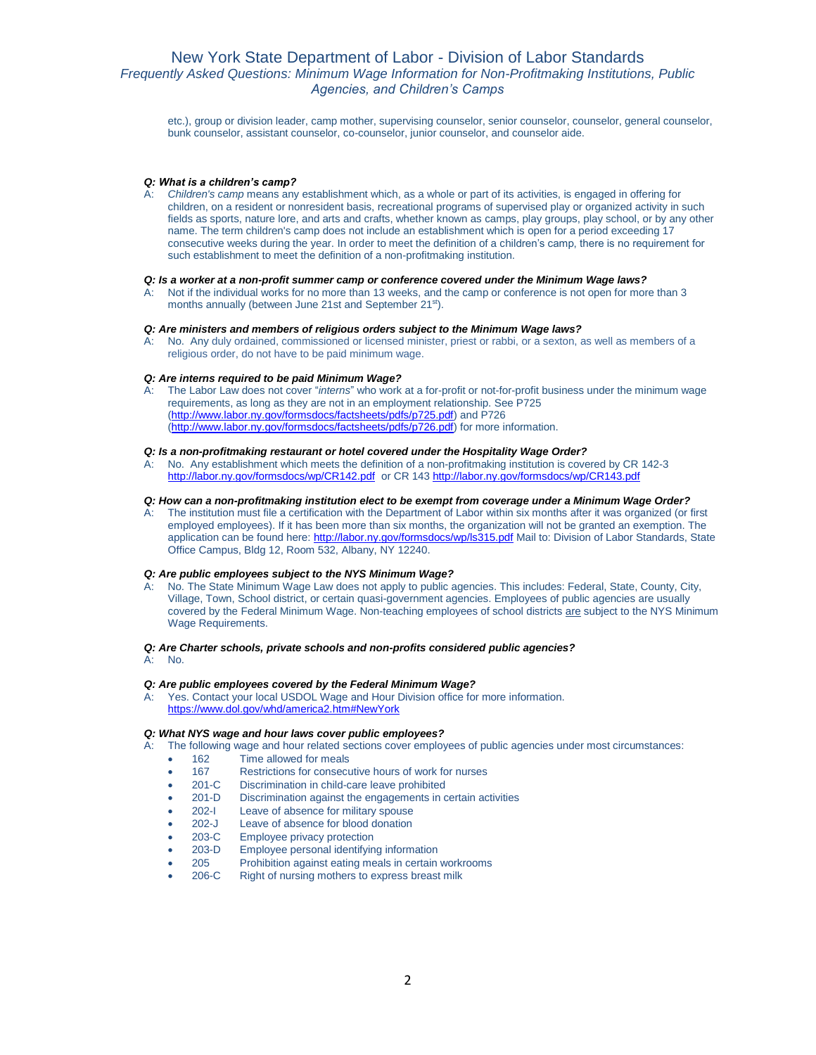etc.), group or division leader, camp mother, supervising counselor, senior counselor, counselor, general counselor, bunk counselor, assistant counselor, co-counselor, junior counselor, and counselor aide.

***Q: What is a children's camp?***

A: *Children's camp* means any establishment which, as a whole or part of its activities, is engaged in offering for children, on a resident or nonresident basis, recreational programs of supervised play or organized activity in such fields as sports, nature lore, and arts and crafts, whether known as camps, play groups, play school, or by any other name. The term children's camp does not include an establishment which is open for a period exceeding 17 consecutive weeks during the year. In order to meet the definition of a children's camp, there is no requirement for such establishment to meet the definition of a non-profitmaking institution.

***Q: Is a worker at a non-profit summer camp or conference covered under the Minimum Wage laws?***

A: Not if the individual works for no more than 13 weeks, and the camp or conference is not open for more than 3 months annually (between June 21st and September 21st).

***Q: Are ministers and members of religious orders subject to the Minimum Wage laws?***

A: No. Any duly ordained, commissioned or licensed minister, priest or rabbi, or a sexton, as well as members of a religious order, do not have to be paid minimum wage.

***Q: Are interns required to be paid Minimum Wage?***

A: The Labor Law does not cover "*interns*" who work at a for-profit or not-for-profit business under the minimum wage requirements, as long as they are not in an employment relationship. See P725 (http://www.labor.ny.gov/formsdocs/factsheets/pdfs/p725.pdf) and P726 (http://www.labor.ny.gov/formsdocs/factsheets/pdfs/p726.pdf) for more information.

***Q: Is a non-profitmaking restaurant or hotel covered under the Hospitality Wage Order?***

A: No. Any establishment which meets the definition of a non-profitmaking institution is covered by CR 142-3 http://labor.ny.gov/formsdocs/wp/CR142.pdf or CR 143 http://labor.ny.gov/formsdocs/wp/CR143.pdf

***Q: How can a non-profitmaking institution elect to be exempt from coverage under a Minimum Wage Order?***

A: The institution must file a certification with the Department of Labor within six months after it was organized (or first employed employees). If it has been more than six months, the organization will not be granted an exemption. The application can be found here: http://labor.ny.gov/formsdocs/wp/ls315.pdf Mail to: Division of Labor Standards, State Office Campus, Bldg 12, Room 532, Albany, NY 12240.

***Q: Are public employees subject to the NYS Minimum Wage?***

A: No. The State Minimum Wage Law does not apply to public agencies. This includes: Federal, State, County, City, Village, Town, School district, or certain quasi-government agencies. Employees of public agencies are usually covered by the Federal Minimum Wage. Non-teaching employees of school districts are subject to the NYS Minimum Wage Requirements.

***Q: Are Charter schools, private schools and non-profits considered public agencies?***

A: No.

***Q: Are public employees covered by the Federal Minimum Wage?***

A: Yes. Contact your local USDOL Wage and Hour Division office for more information. https://www.dol.gov/whd/america2.htm#NewYork

***Q: What NYS wage and hour laws cover public employees?***

A: The following wage and hour related sections cover employees of public agencies under most circumstances:

- 162 Time allowed for meals
- 167 Restrictions for consecutive hours of work for nurses
- 201-C Discrimination in child-care leave prohibited
- 201-D Discrimination against the engagements in certain activities
- 202-I Leave of absence for military spouse
- 202-J Leave of absence for blood donation
- 203-C Employee privacy protection
- 203-D Employee personal identifying information
- 205 Prohibition against eating meals in certain workrooms
- 206-C Right of nursing mothers to express breast milk